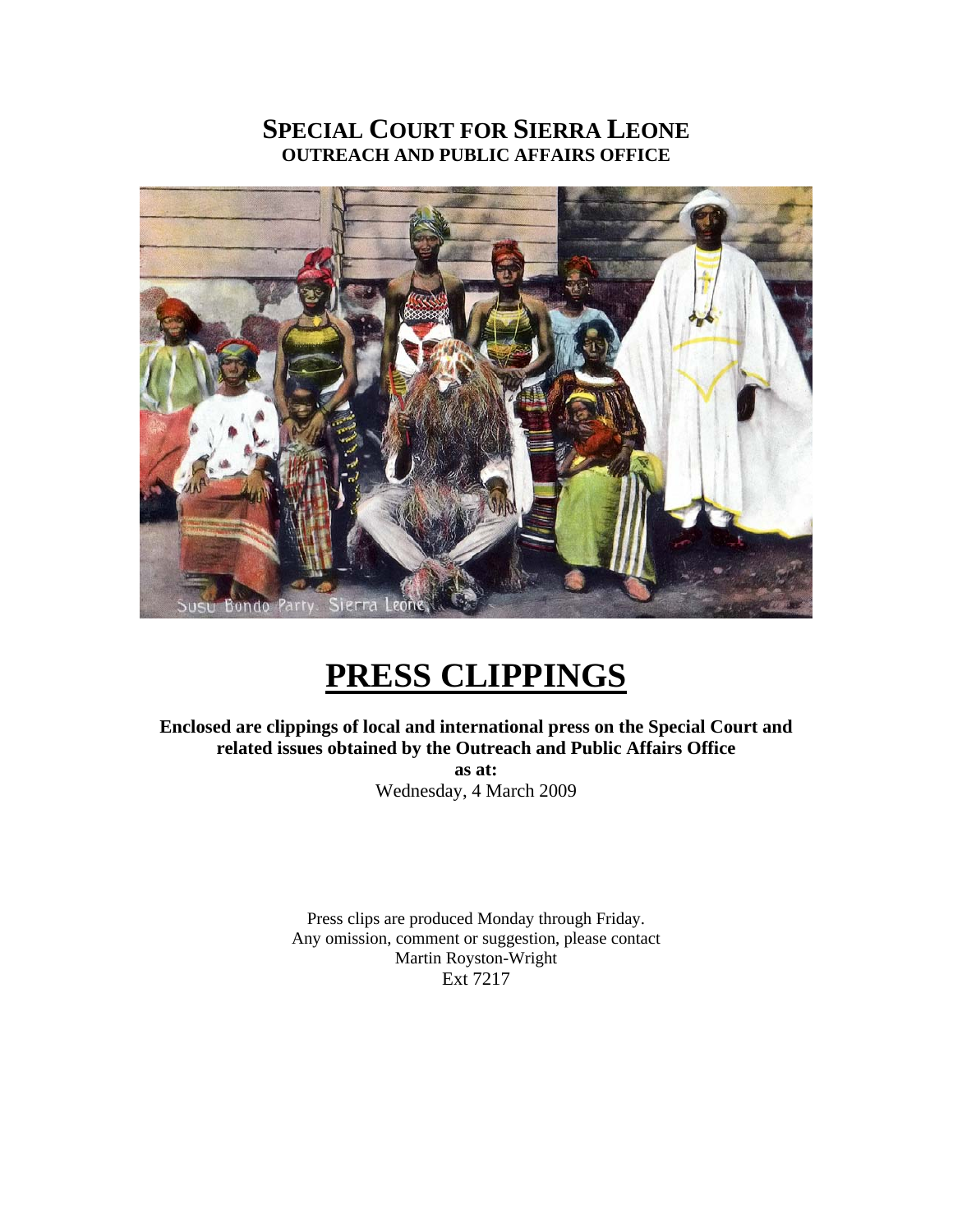# SPECIAL COURT FOR SIERRA LEONE
## OUTREACH AND PUBLIC AFFAIRS OFFICE

Susu Bondo Party. Sierra Leone

# PRESS CLIPPINGS

**Enclosed are clippings of local and international press on the Special Court and related issues obtained by the Outreach and Public Affairs Office**

**as at:**

Wednesday, 4 March 2009

Press clips are produced Monday through Friday.
Any omission, comment or suggestion, please contact
Martin Royston-Wright
Ext 7217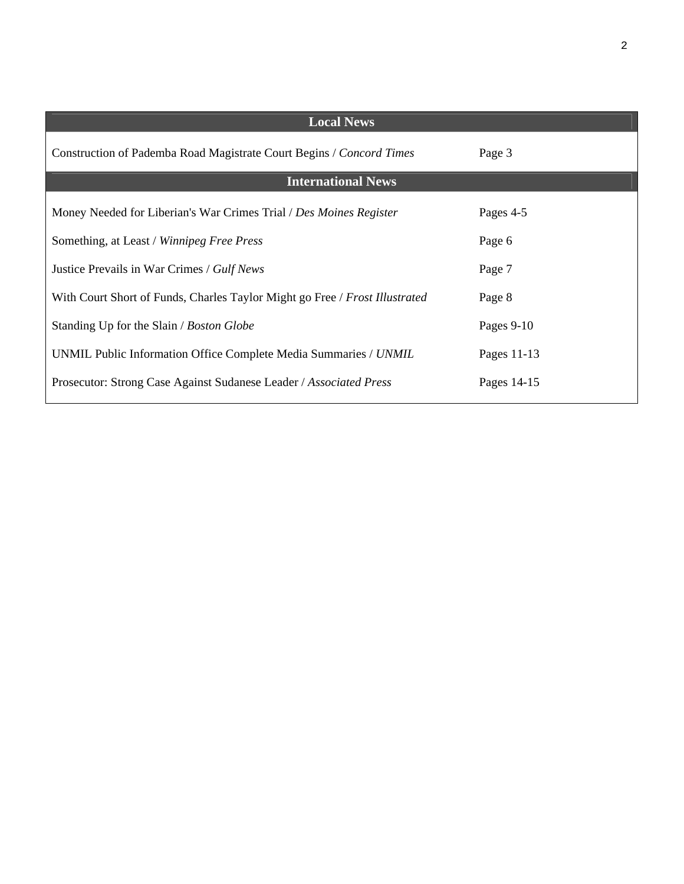| Local News | |
| --- | --- |
| Construction of Pademba Road Magistrate Court Begins / *Concord Times* | Page 3 |
| **International News** | |
| Money Needed for Liberian's War Crimes Trial / *Des Moines Register* | Pages 4-5 |
| Something, at Least / *Winnipeg Free Press* | Page 6 |
| Justice Prevails in War Crimes / *Gulf News* | Page 7 |
| With Court Short of Funds, Charles Taylor Might go Free / *Frost Illustrated* | Page 8 |
| Standing Up for the Slain / *Boston Globe* | Pages 9-10 |
| UNMIL Public Information Office Complete Media Summaries / *UNMIL* | Pages 11-13 |
| Prosecutor: Strong Case Against Sudanese Leader / *Associated Press* | Pages 14-15 |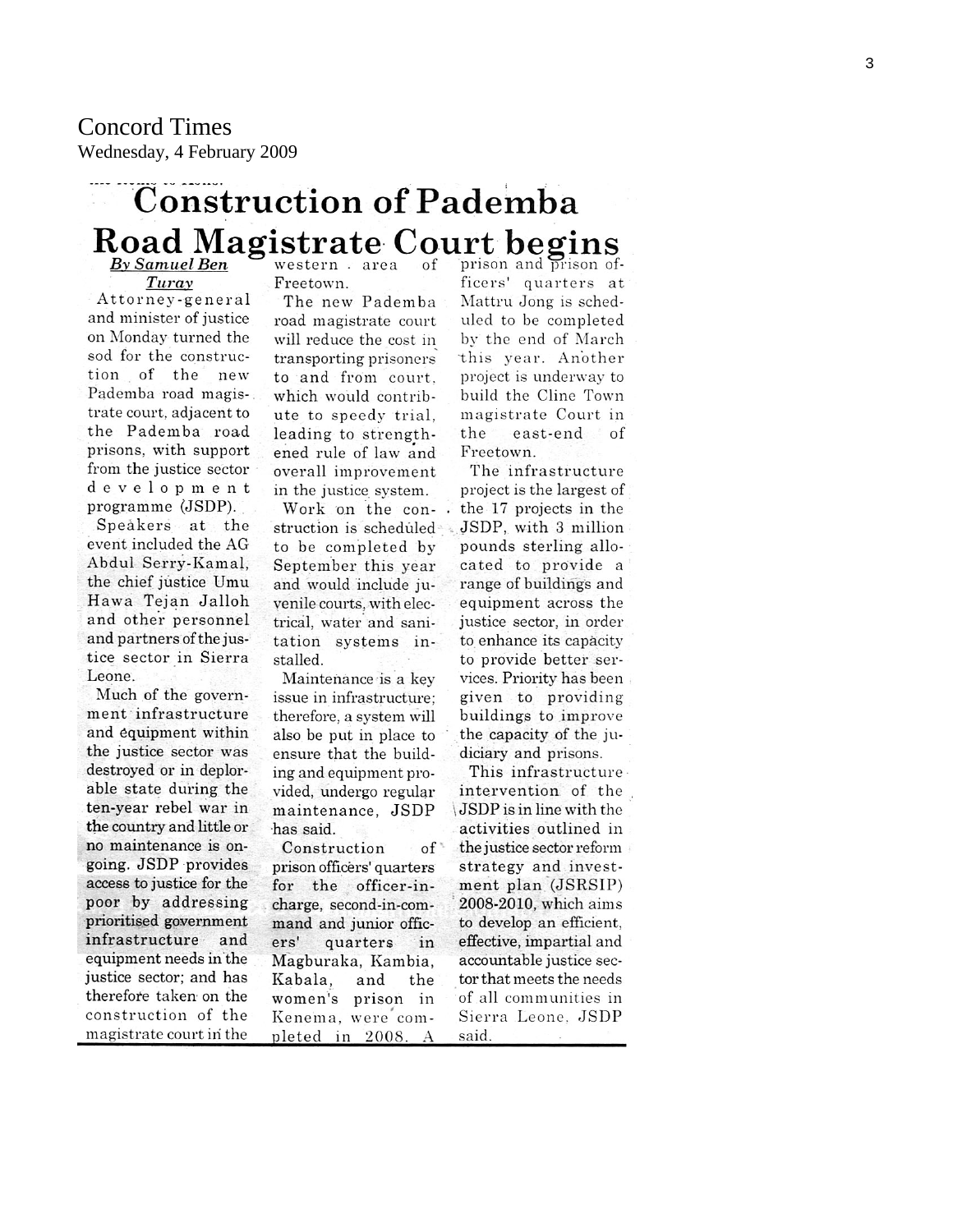Concord Times
Wednesday, 4 February 2009

# Construction of Pademba Road Magistrate Court begins

***By Samuel Ben Turay***

Attorney-general and minister of justice on Monday turned the sod for the construction of the new Pademba road magistrate court, adjacent to the Pademba road prisons, with support from the justice sector development programme (JSDP).

Speakers at the event included the AG Abdul Serry-Kamal, the chief justice Umu Hawa Tejan Jalloh and other personnel and partners of the justice sector in Sierra Leone.

Much of the government infrastructure and equipment within the justice sector was destroyed or in deplorable state during the ten-year rebel war in the country and little or no maintenance is ongoing. JSDP provides access to justice for the poor by addressing prioritised government infrastructure and equipment needs in the justice sector; and has therefore taken on the construction of the magistrate court in the western area of Freetown.

The new Pademba road magistrate court will reduce the cost in transporting prisoners to and from court, which would contribute to speedy trial, leading to strengthened rule of law and overall improvement in the justice system.

Work on the construction is scheduled to be completed by September this year and would include juvenile courts, with electrical, water and sanitation systems installed.

Maintenance is a key issue in infrastructure; therefore, a system will also be put in place to ensure that the building and equipment provided, undergo regular maintenance, JSDP has said.

Construction of prison officers' quarters for the officer-in-charge, second-in-command and junior officers' quarters in Magburaka, Kambia, Kabala, and the women's prison in Kenema, were completed in 2008. A prison and prison officers' quarters at Mattru Jong is scheduled to be completed by the end of March this year. Another project is underway to build the Cline Town magistrate Court in the east-end of Freetown.

The infrastructure project is the largest of the 17 projects in the JSDP, with 3 million pounds sterling allocated to provide a range of buildings and equipment across the justice sector, in order to enhance its capacity to provide better services. Priority has been given to providing buildings to improve the capacity of the judiciary and prisons.

This infrastructure intervention of the JSDP is in line with the activities outlined in the justice sector reform strategy and investment plan (JSRSIP) 2008-2010, which aims to develop an efficient, effective, impartial and accountable justice sector that meets the needs of all communities in Sierra Leone, JSDP said.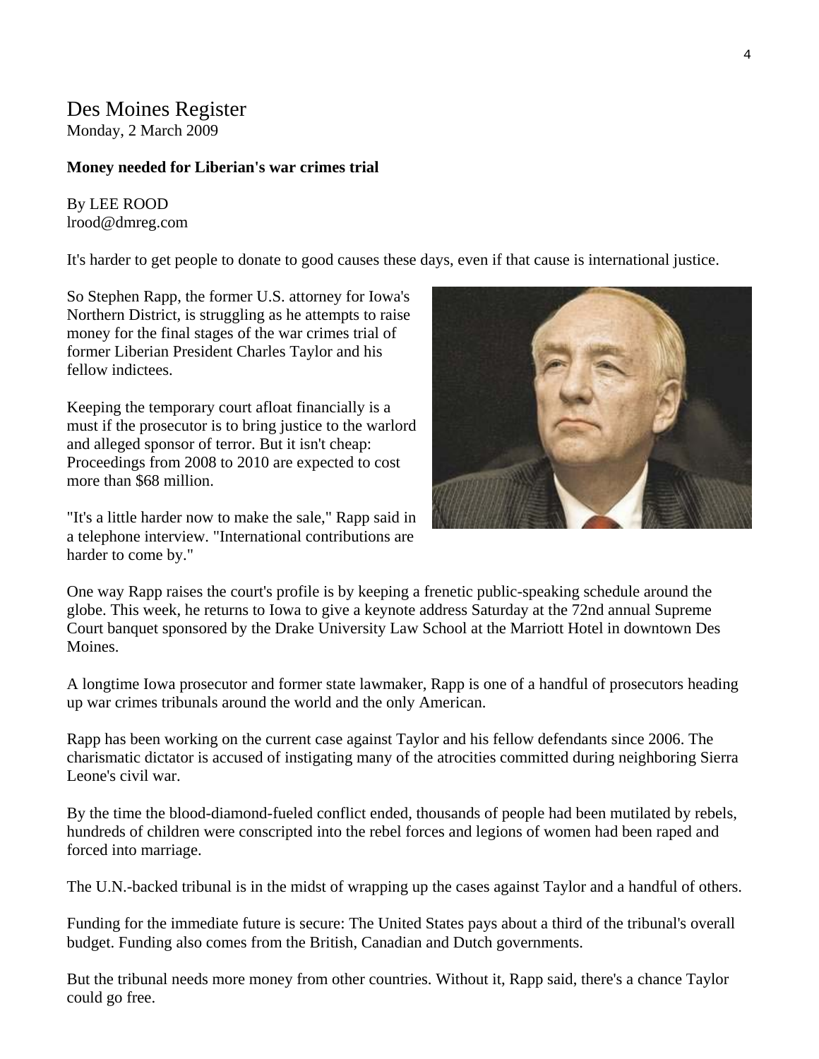Des Moines Register
Monday, 2 March 2009

**Money needed for Liberian's war crimes trial**

By LEE ROOD
lrood@dmreg.com

It's harder to get people to donate to good causes these days, even if that cause is international justice.

So Stephen Rapp, the former U.S. attorney for Iowa's Northern District, is struggling as he attempts to raise money for the final stages of the war crimes trial of former Liberian President Charles Taylor and his fellow indictees.

Keeping the temporary court afloat financially is a must if the prosecutor is to bring justice to the warlord and alleged sponsor of terror. But it isn't cheap: Proceedings from 2008 to 2010 are expected to cost more than $68 million.

"It's a little harder now to make the sale," Rapp said in a telephone interview. "International contributions are harder to come by."

One way Rapp raises the court's profile is by keeping a frenetic public-speaking schedule around the globe. This week, he returns to Iowa to give a keynote address Saturday at the 72nd annual Supreme Court banquet sponsored by the Drake University Law School at the Marriott Hotel in downtown Des Moines.

A longtime Iowa prosecutor and former state lawmaker, Rapp is one of a handful of prosecutors heading up war crimes tribunals around the world and the only American.

Rapp has been working on the current case against Taylor and his fellow defendants since 2006. The charismatic dictator is accused of instigating many of the atrocities committed during neighboring Sierra Leone's civil war.

By the time the blood-diamond-fueled conflict ended, thousands of people had been mutilated by rebels, hundreds of children were conscripted into the rebel forces and legions of women had been raped and forced into marriage.

The U.N.-backed tribunal is in the midst of wrapping up the cases against Taylor and a handful of others.

Funding for the immediate future is secure: The United States pays about a third of the tribunal's overall budget. Funding also comes from the British, Canadian and Dutch governments.

But the tribunal needs more money from other countries. Without it, Rapp said, there's a chance Taylor could go free.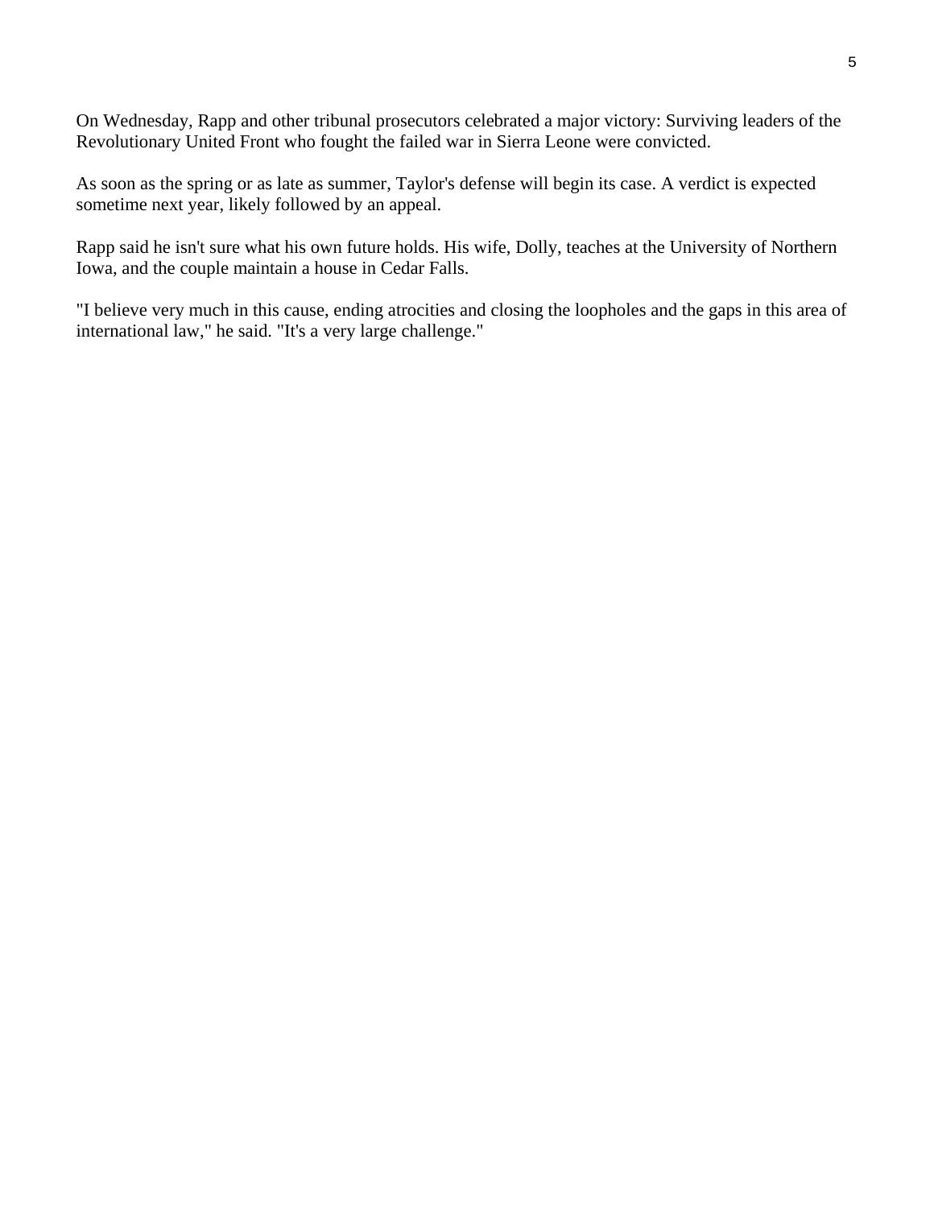On Wednesday, Rapp and other tribunal prosecutors celebrated a major victory: Surviving leaders of the Revolutionary United Front who fought the failed war in Sierra Leone were convicted.

As soon as the spring or as late as summer, Taylor's defense will begin its case. A verdict is expected sometime next year, likely followed by an appeal.

Rapp said he isn't sure what his own future holds. His wife, Dolly, teaches at the University of Northern Iowa, and the couple maintain a house in Cedar Falls.

"I believe very much in this cause, ending atrocities and closing the loopholes and the gaps in this area of international law," he said. "It's a very large challenge."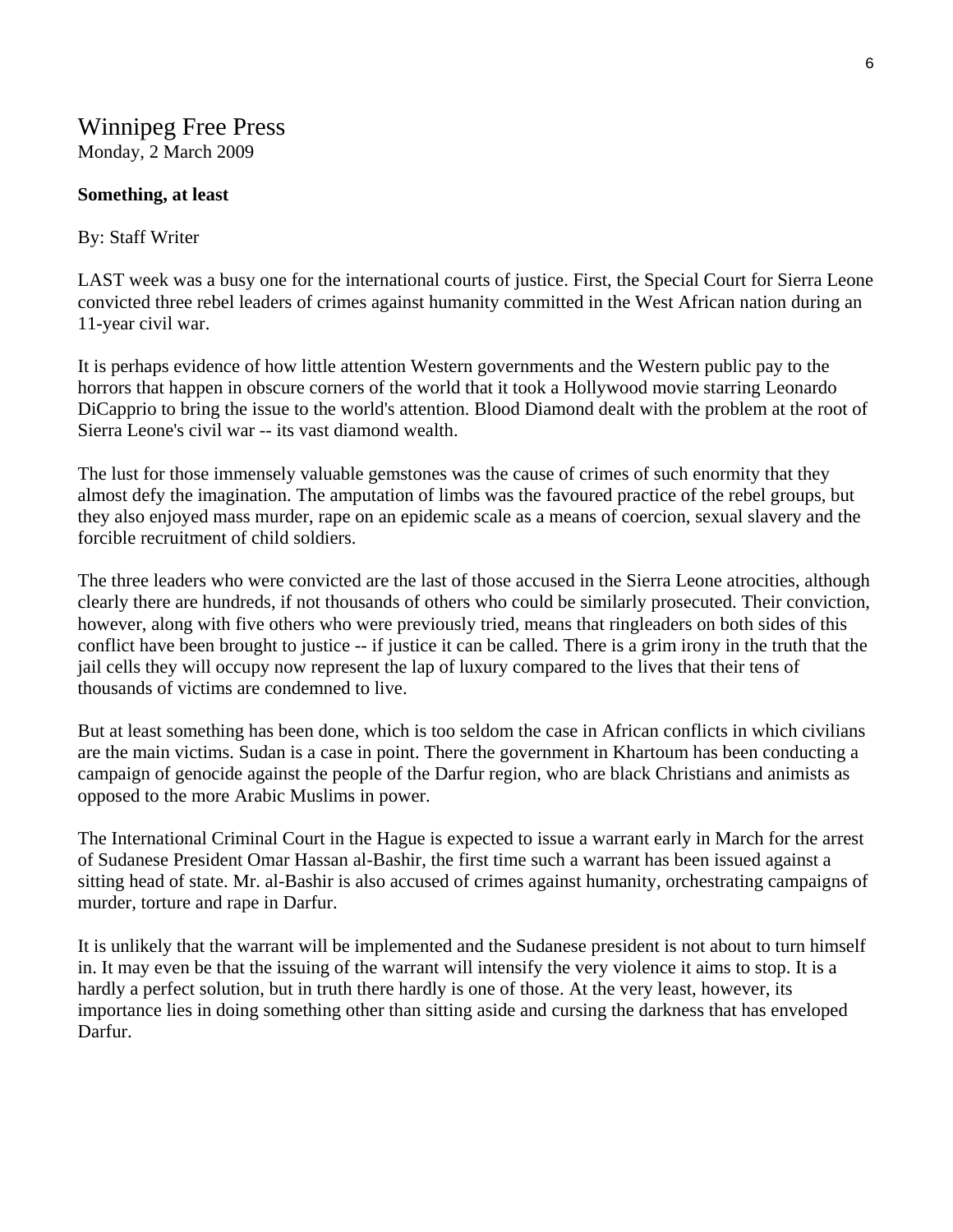# Winnipeg Free Press

Monday, 2 March 2009

**Something, at least**

By: Staff Writer

LAST week was a busy one for the international courts of justice. First, the Special Court for Sierra Leone convicted three rebel leaders of crimes against humanity committed in the West African nation during an 11-year civil war.

It is perhaps evidence of how little attention Western governments and the Western public pay to the horrors that happen in obscure corners of the world that it took a Hollywood movie starring Leonardo DiCapprio to bring the issue to the world's attention. Blood Diamond dealt with the problem at the root of Sierra Leone's civil war -- its vast diamond wealth.

The lust for those immensely valuable gemstones was the cause of crimes of such enormity that they almost defy the imagination. The amputation of limbs was the favoured practice of the rebel groups, but they also enjoyed mass murder, rape on an epidemic scale as a means of coercion, sexual slavery and the forcible recruitment of child soldiers.

The three leaders who were convicted are the last of those accused in the Sierra Leone atrocities, although clearly there are hundreds, if not thousands of others who could be similarly prosecuted. Their conviction, however, along with five others who were previously tried, means that ringleaders on both sides of this conflict have been brought to justice -- if justice it can be called. There is a grim irony in the truth that the jail cells they will occupy now represent the lap of luxury compared to the lives that their tens of thousands of victims are condemned to live.

But at least something has been done, which is too seldom the case in African conflicts in which civilians are the main victims. Sudan is a case in point. There the government in Khartoum has been conducting a campaign of genocide against the people of the Darfur region, who are black Christians and animists as opposed to the more Arabic Muslims in power.

The International Criminal Court in the Hague is expected to issue a warrant early in March for the arrest of Sudanese President Omar Hassan al-Bashir, the first time such a warrant has been issued against a sitting head of state. Mr. al-Bashir is also accused of crimes against humanity, orchestrating campaigns of murder, torture and rape in Darfur.

It is unlikely that the warrant will be implemented and the Sudanese president is not about to turn himself in. It may even be that the issuing of the warrant will intensify the very violence it aims to stop. It is a hardly a perfect solution, but in truth there hardly is one of those. At the very least, however, its importance lies in doing something other than sitting aside and cursing the darkness that has enveloped Darfur.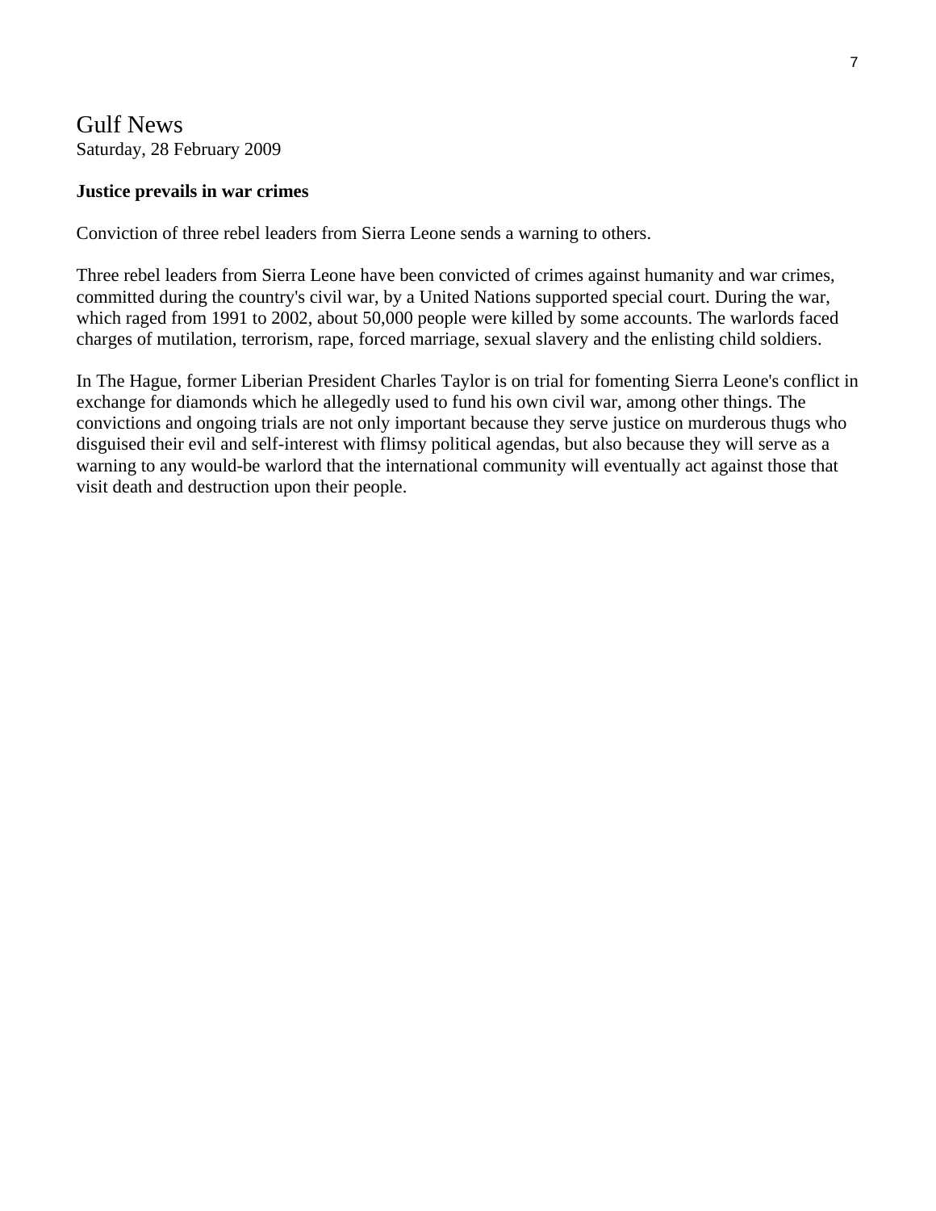# Gulf News

Saturday, 28 February 2009

**Justice prevails in war crimes**

Conviction of three rebel leaders from Sierra Leone sends a warning to others.

Three rebel leaders from Sierra Leone have been convicted of crimes against humanity and war crimes, committed during the country's civil war, by a United Nations supported special court. During the war, which raged from 1991 to 2002, about 50,000 people were killed by some accounts. The warlords faced charges of mutilation, terrorism, rape, forced marriage, sexual slavery and the enlisting child soldiers.

In The Hague, former Liberian President Charles Taylor is on trial for fomenting Sierra Leone's conflict in exchange for diamonds which he allegedly used to fund his own civil war, among other things. The convictions and ongoing trials are not only important because they serve justice on murderous thugs who disguised their evil and self-interest with flimsy political agendas, but also because they will serve as a warning to any would-be warlord that the international community will eventually act against those that visit death and destruction upon their people.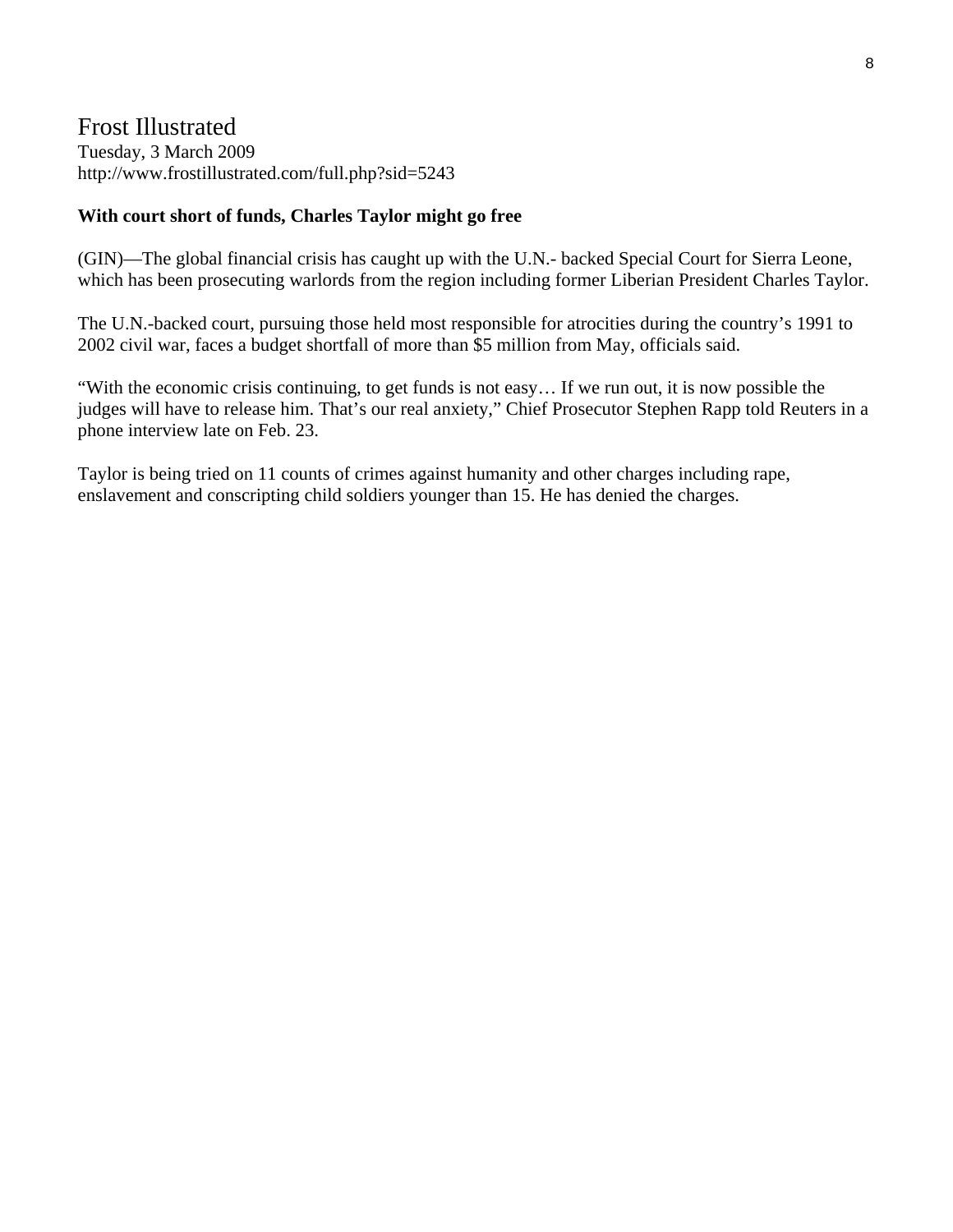Frost Illustrated
Tuesday, 3 March 2009
http://www.frostillustrated.com/full.php?sid=5243

**With court short of funds, Charles Taylor might go free**

(GIN)—The global financial crisis has caught up with the U.N.- backed Special Court for Sierra Leone, which has been prosecuting warlords from the region including former Liberian President Charles Taylor.

The U.N.-backed court, pursuing those held most responsible for atrocities during the country's 1991 to 2002 civil war, faces a budget shortfall of more than $5 million from May, officials said.

"With the economic crisis continuing, to get funds is not easy… If we run out, it is now possible the judges will have to release him. That's our real anxiety," Chief Prosecutor Stephen Rapp told Reuters in a phone interview late on Feb. 23.

Taylor is being tried on 11 counts of crimes against humanity and other charges including rape, enslavement and conscripting child soldiers younger than 15. He has denied the charges.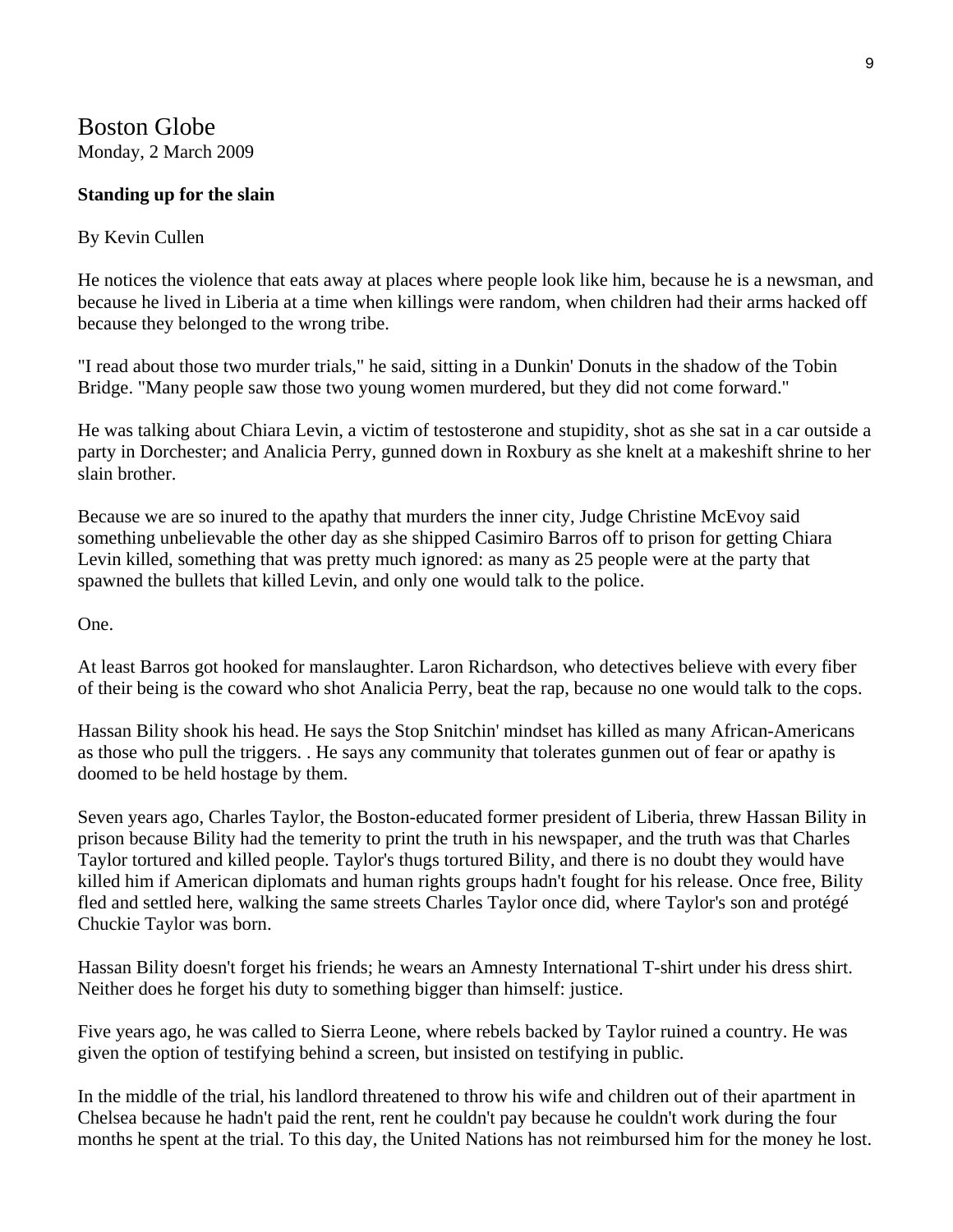# Boston Globe

Monday, 2 March 2009

**Standing up for the slain**

By Kevin Cullen

He notices the violence that eats away at places where people look like him, because he is a newsman, and because he lived in Liberia at a time when killings were random, when children had their arms hacked off because they belonged to the wrong tribe.

"I read about those two murder trials," he said, sitting in a Dunkin' Donuts in the shadow of the Tobin Bridge. "Many people saw those two young women murdered, but they did not come forward."

He was talking about Chiara Levin, a victim of testosterone and stupidity, shot as she sat in a car outside a party in Dorchester; and Analicia Perry, gunned down in Roxbury as she knelt at a makeshift shrine to her slain brother.

Because we are so inured to the apathy that murders the inner city, Judge Christine McEvoy said something unbelievable the other day as she shipped Casimiro Barros off to prison for getting Chiara Levin killed, something that was pretty much ignored: as many as 25 people were at the party that spawned the bullets that killed Levin, and only one would talk to the police.

One.

At least Barros got hooked for manslaughter. Laron Richardson, who detectives believe with every fiber of their being is the coward who shot Analicia Perry, beat the rap, because no one would talk to the cops.

Hassan Bility shook his head. He says the Stop Snitchin' mindset has killed as many African-Americans as those who pull the triggers. . He says any community that tolerates gunmen out of fear or apathy is doomed to be held hostage by them.

Seven years ago, Charles Taylor, the Boston-educated former president of Liberia, threw Hassan Bility in prison because Bility had the temerity to print the truth in his newspaper, and the truth was that Charles Taylor tortured and killed people. Taylor's thugs tortured Bility, and there is no doubt they would have killed him if American diplomats and human rights groups hadn't fought for his release. Once free, Bility fled and settled here, walking the same streets Charles Taylor once did, where Taylor's son and protégé Chuckie Taylor was born.

Hassan Bility doesn't forget his friends; he wears an Amnesty International T-shirt under his dress shirt. Neither does he forget his duty to something bigger than himself: justice.

Five years ago, he was called to Sierra Leone, where rebels backed by Taylor ruined a country. He was given the option of testifying behind a screen, but insisted on testifying in public.

In the middle of the trial, his landlord threatened to throw his wife and children out of their apartment in Chelsea because he hadn't paid the rent, rent he couldn't pay because he couldn't work during the four months he spent at the trial. To this day, the United Nations has not reimbursed him for the money he lost.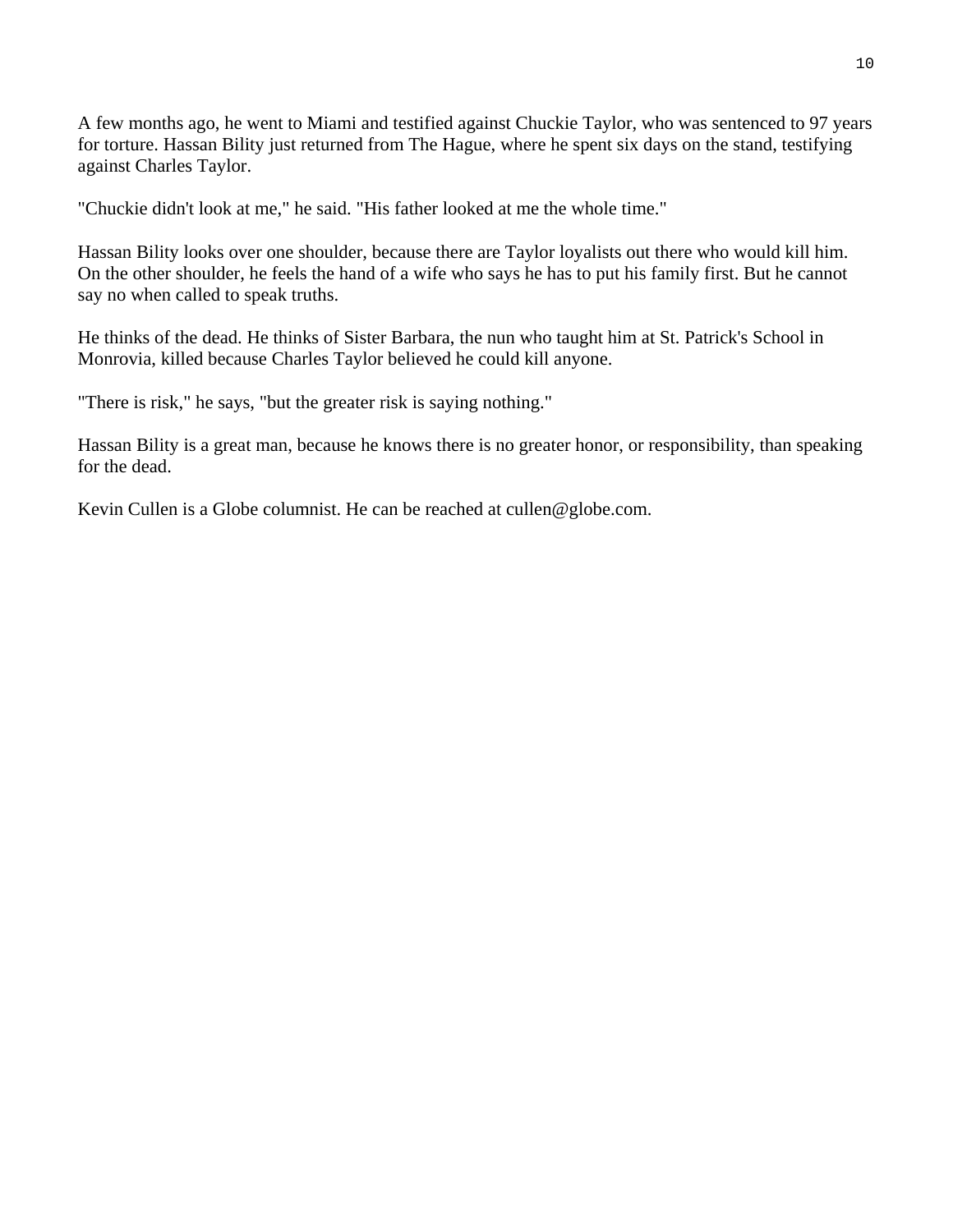A few months ago, he went to Miami and testified against Chuckie Taylor, who was sentenced to 97 years for torture. Hassan Bility just returned from The Hague, where he spent six days on the stand, testifying against Charles Taylor.

"Chuckie didn't look at me," he said. "His father looked at me the whole time."

Hassan Bility looks over one shoulder, because there are Taylor loyalists out there who would kill him. On the other shoulder, he feels the hand of a wife who says he has to put his family first. But he cannot say no when called to speak truths.

He thinks of the dead. He thinks of Sister Barbara, the nun who taught him at St. Patrick's School in Monrovia, killed because Charles Taylor believed he could kill anyone.

"There is risk," he says, "but the greater risk is saying nothing."

Hassan Bility is a great man, because he knows there is no greater honor, or responsibility, than speaking for the dead.

Kevin Cullen is a Globe columnist. He can be reached at cullen@globe.com.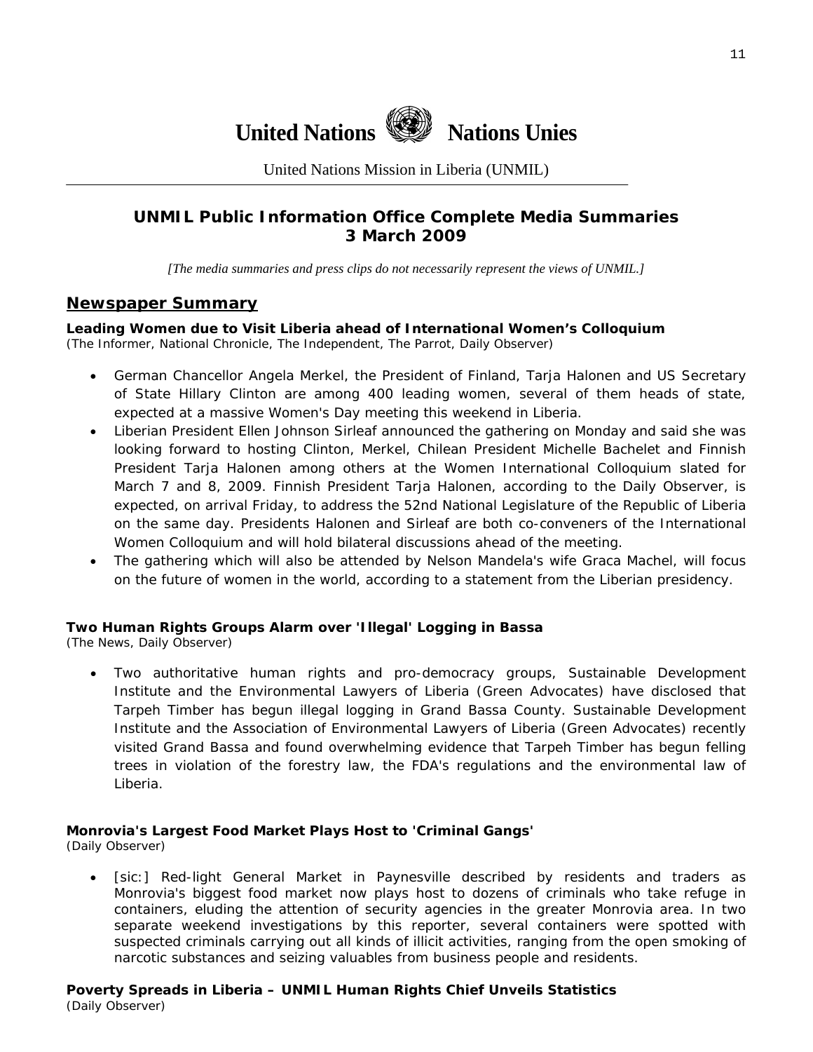# United Nations Nations Unies

United Nations Mission in Liberia (UNMIL)

## UNMIL Public Information Office Complete Media Summaries
## 3 March 2009

*[The media summaries and press clips do not necessarily represent the views of UNMIL.]*

## Newspaper Summary

**Leading Women due to Visit Liberia ahead of International Women's Colloquium**
(The Informer, National Chronicle, The Independent, The Parrot, Daily Observer)

- German Chancellor Angela Merkel, the President of Finland, Tarja Halonen and US Secretary of State Hillary Clinton are among 400 leading women, several of them heads of state, expected at a massive Women's Day meeting this weekend in Liberia.
- Liberian President Ellen Johnson Sirleaf announced the gathering on Monday and said she was looking forward to hosting Clinton, Merkel, Chilean President Michelle Bachelet and Finnish President Tarja Halonen among others at the Women International Colloquium slated for March 7 and 8, 2009. Finnish President Tarja Halonen, according to the Daily Observer, is expected, on arrival Friday, to address the 52nd National Legislature of the Republic of Liberia on the same day. Presidents Halonen and Sirleaf are both co-conveners of the International Women Colloquium and will hold bilateral discussions ahead of the meeting.
- The gathering which will also be attended by Nelson Mandela's wife Graca Machel, will focus on the future of women in the world, according to a statement from the Liberian presidency.

**Two Human Rights Groups Alarm over 'Illegal' Logging in Bassa**
(The News, Daily Observer)

- Two authoritative human rights and pro-democracy groups, Sustainable Development Institute and the Environmental Lawyers of Liberia (Green Advocates) have disclosed that Tarpeh Timber has begun illegal logging in Grand Bassa County. Sustainable Development Institute and the Association of Environmental Lawyers of Liberia (Green Advocates) recently visited Grand Bassa and found overwhelming evidence that Tarpeh Timber has begun felling trees in violation of the forestry law, the FDA's regulations and the environmental law of Liberia.

**Monrovia's Largest Food Market Plays Host to 'Criminal Gangs'**
(Daily Observer)

- [sic:] Red-light General Market in Paynesville described by residents and traders as Monrovia's biggest food market now plays host to dozens of criminals who take refuge in containers, eluding the attention of security agencies in the greater Monrovia area. In two separate weekend investigations by this reporter, several containers were spotted with suspected criminals carrying out all kinds of illicit activities, ranging from the open smoking of narcotic substances and seizing valuables from business people and residents.

**Poverty Spreads in Liberia – UNMIL Human Rights Chief Unveils Statistics**
(Daily Observer)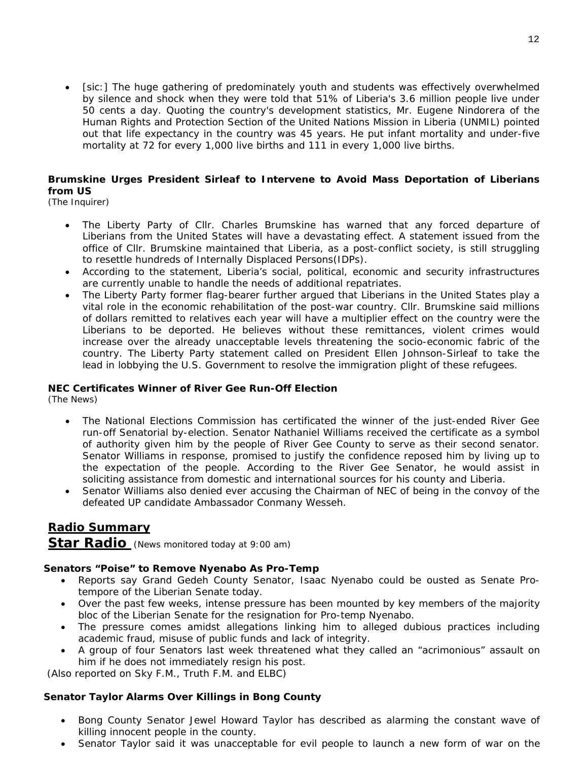- [sic:] The huge gathering of predominately youth and students was effectively overwhelmed by silence and shock when they were told that 51% of Liberia's 3.6 million people live under 50 cents a day. Quoting the country's development statistics, Mr. Eugene Nindorera of the Human Rights and Protection Section of the United Nations Mission in Liberia (UNMIL) pointed out that life expectancy in the country was 45 years. He put infant mortality and under-five mortality at 72 for every 1,000 live births and 111 in every 1,000 live births.

**Brumskine Urges President Sirleaf to Intervene to Avoid Mass Deportation of Liberians from US**
*(The Inquirer)*

- The Liberty Party of Cllr. Charles Brumskine has warned that any forced departure of Liberians from the United States will have a devastating effect. A statement issued from the office of Cllr. Brumskine maintained that Liberia, as a post-conflict society, is still struggling to resettle hundreds of Internally Displaced Persons(IDPs).
- According to the statement, Liberia's social, political, economic and security infrastructures are currently unable to handle the needs of additional repatriates.
- The Liberty Party former flag-bearer further argued that Liberians in the United States play a vital role in the economic rehabilitation of the post-war country. Cllr. Brumskine said millions of dollars remitted to relatives each year will have a multiplier effect on the country were the Liberians to be deported. He believes without these remittances, violent crimes would increase over the already unacceptable levels threatening the socio-economic fabric of the country. The Liberty Party statement called on President Ellen Johnson-Sirleaf to take the lead in lobbying the U.S. Government to resolve the immigration plight of these refugees.

**NEC Certificates Winner of River Gee Run-Off Election**
*(The News)*

- The National Elections Commission has certificated the winner of the just-ended River Gee run-off Senatorial by-election. Senator Nathaniel Williams received the certificate as a symbol of authority given him by the people of River Gee County to serve as their second senator. Senator Williams in response, promised to justify the confidence reposed him by living up to the expectation of the people. According to the River Gee Senator, he would assist in soliciting assistance from domestic and international sources for his county and Liberia.
- Senator Williams also denied ever accusing the Chairman of NEC of being in the convoy of the defeated UP candidate Ambassador Conmany Wesseh.

## Radio Summary

## Star Radio *(News monitored today at 9:00 am)*

**Senators "Poise" to Remove Nyenabo As Pro-Temp**

- Reports say Grand Gedeh County Senator, Isaac Nyenabo could be ousted as Senate Pro-tempore of the Liberian Senate today.
- Over the past few weeks, intense pressure has been mounted by key members of the majority bloc of the Liberian Senate for the resignation for Pro-temp Nyenabo.
- The pressure comes amidst allegations linking him to alleged dubious practices including academic fraud, misuse of public funds and lack of integrity.
- A group of four Senators last week threatened what they called an "acrimonious" assault on him if he does not immediately resign his post.

*(Also reported on Sky F.M., Truth F.M. and ELBC)*

**Senator Taylor Alarms Over Killings in Bong County**

- Bong County Senator Jewel Howard Taylor has described as alarming the constant wave of killing innocent people in the county.
- Senator Taylor said it was unacceptable for evil people to launch a new form of war on the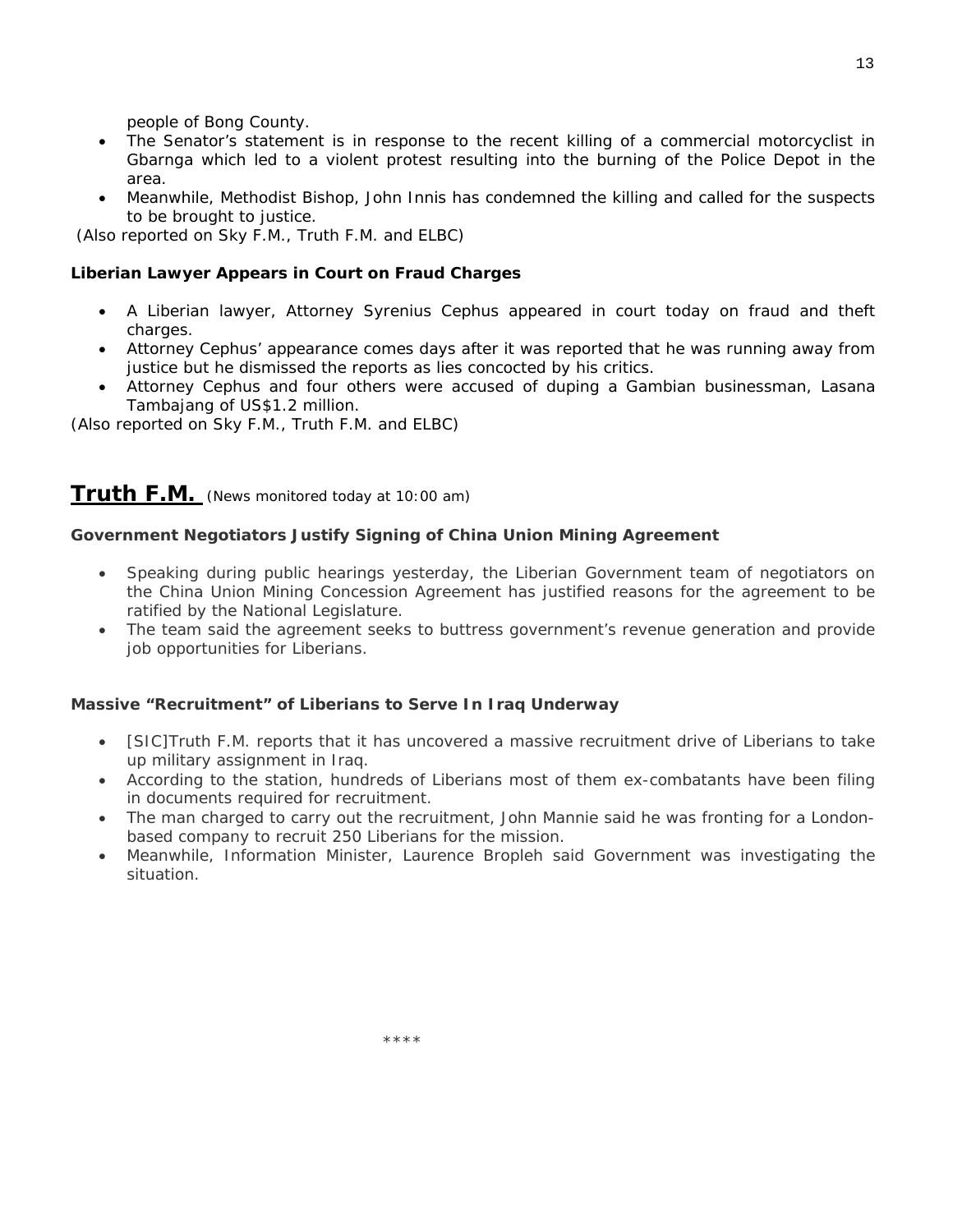people of Bong County.

- The Senator's statement is in response to the recent killing of a commercial motorcyclist in Gbarnga which led to a violent protest resulting into the burning of the Police Depot in the area.
- Meanwhile, Methodist Bishop, John Innis has condemned the killing and called for the suspects to be brought to justice.

(Also reported on Sky F.M., Truth F.M. and ELBC)

**Liberian Lawyer Appears in Court on Fraud Charges**

- A Liberian lawyer, Attorney Syrenius Cephus appeared in court today on fraud and theft charges.
- Attorney Cephus' appearance comes days after it was reported that he was running away from justice but he dismissed the reports as lies concocted by his critics.
- Attorney Cephus and four others were accused of duping a Gambian businessman, Lasana Tambajang of US$1.2 million.

(Also reported on Sky F.M., Truth F.M. and ELBC)

## Truth F.M. *(News monitored today at 10:00 am)*

**Government Negotiators Justify Signing of China Union Mining Agreement**

- Speaking during public hearings yesterday, the Liberian Government team of negotiators on the China Union Mining Concession Agreement has justified reasons for the agreement to be ratified by the National Legislature.
- The team said the agreement seeks to buttress government's revenue generation and provide job opportunities for Liberians.

**Massive "Recruitment" of Liberians to Serve In Iraq Underway**

- [SIC]Truth F.M. reports that it has uncovered a massive recruitment drive of Liberians to take up military assignment in Iraq.
- According to the station, hundreds of Liberians most of them ex-combatants have been filing in documents required for recruitment.
- The man charged to carry out the recruitment, John Mannie said he was fronting for a London-based company to recruit 250 Liberians for the mission.
- Meanwhile, Information Minister, Laurence Bropleh said Government was investigating the situation.

\*\*\*\*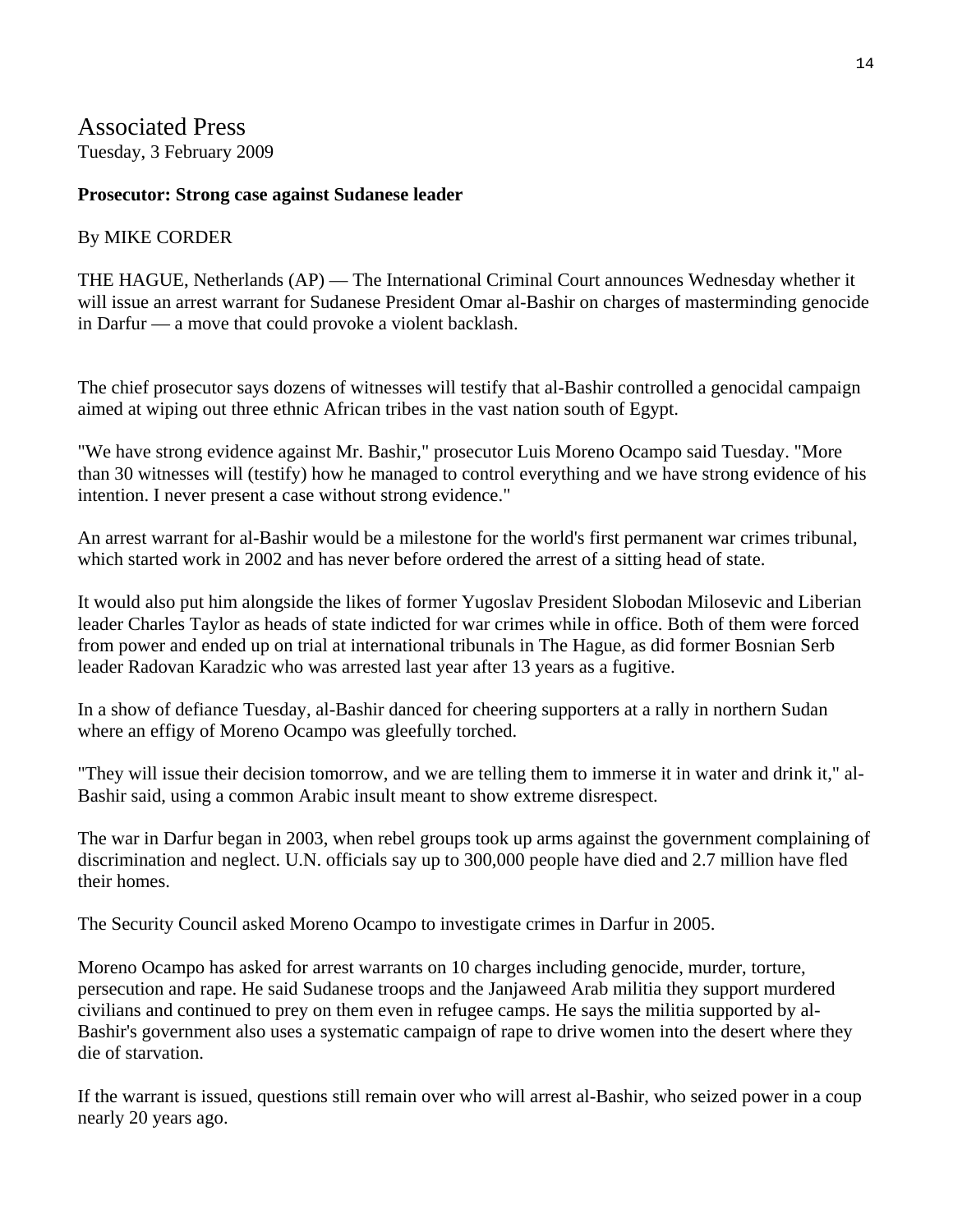# Associated Press

Tuesday, 3 February 2009

**Prosecutor: Strong case against Sudanese leader**

By MIKE CORDER

THE HAGUE, Netherlands (AP) — The International Criminal Court announces Wednesday whether it will issue an arrest warrant for Sudanese President Omar al-Bashir on charges of masterminding genocide in Darfur — a move that could provoke a violent backlash.

The chief prosecutor says dozens of witnesses will testify that al-Bashir controlled a genocidal campaign aimed at wiping out three ethnic African tribes in the vast nation south of Egypt.

"We have strong evidence against Mr. Bashir," prosecutor Luis Moreno Ocampo said Tuesday. "More than 30 witnesses will (testify) how he managed to control everything and we have strong evidence of his intention. I never present a case without strong evidence."

An arrest warrant for al-Bashir would be a milestone for the world's first permanent war crimes tribunal, which started work in 2002 and has never before ordered the arrest of a sitting head of state.

It would also put him alongside the likes of former Yugoslav President Slobodan Milosevic and Liberian leader Charles Taylor as heads of state indicted for war crimes while in office. Both of them were forced from power and ended up on trial at international tribunals in The Hague, as did former Bosnian Serb leader Radovan Karadzic who was arrested last year after 13 years as a fugitive.

In a show of defiance Tuesday, al-Bashir danced for cheering supporters at a rally in northern Sudan where an effigy of Moreno Ocampo was gleefully torched.

"They will issue their decision tomorrow, and we are telling them to immerse it in water and drink it," al-Bashir said, using a common Arabic insult meant to show extreme disrespect.

The war in Darfur began in 2003, when rebel groups took up arms against the government complaining of discrimination and neglect. U.N. officials say up to 300,000 people have died and 2.7 million have fled their homes.

The Security Council asked Moreno Ocampo to investigate crimes in Darfur in 2005.

Moreno Ocampo has asked for arrest warrants on 10 charges including genocide, murder, torture, persecution and rape. He said Sudanese troops and the Janjaweed Arab militia they support murdered civilians and continued to prey on them even in refugee camps. He says the militia supported by al-Bashir's government also uses a systematic campaign of rape to drive women into the desert where they die of starvation.

If the warrant is issued, questions still remain over who will arrest al-Bashir, who seized power in a coup nearly 20 years ago.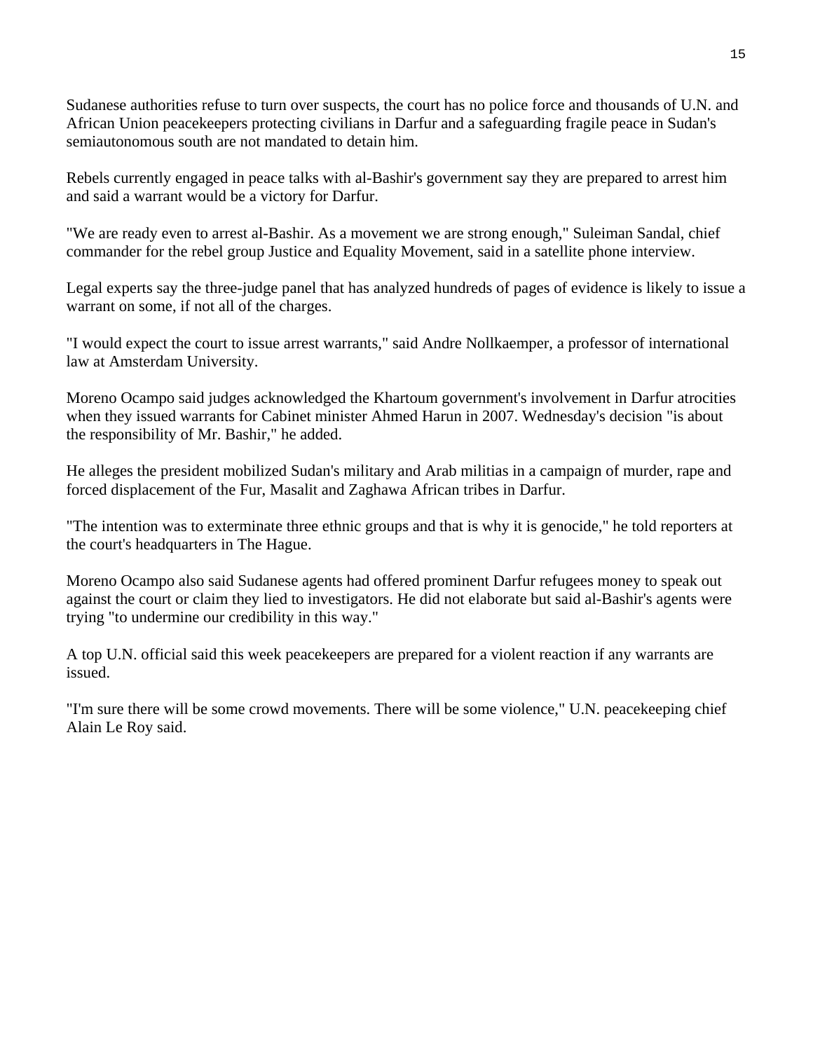Sudanese authorities refuse to turn over suspects, the court has no police force and thousands of U.N. and African Union peacekeepers protecting civilians in Darfur and a safeguarding fragile peace in Sudan's semiautonomous south are not mandated to detain him.

Rebels currently engaged in peace talks with al-Bashir's government say they are prepared to arrest him and said a warrant would be a victory for Darfur.

"We are ready even to arrest al-Bashir. As a movement we are strong enough," Suleiman Sandal, chief commander for the rebel group Justice and Equality Movement, said in a satellite phone interview.

Legal experts say the three-judge panel that has analyzed hundreds of pages of evidence is likely to issue a warrant on some, if not all of the charges.

"I would expect the court to issue arrest warrants," said Andre Nollkaemper, a professor of international law at Amsterdam University.

Moreno Ocampo said judges acknowledged the Khartoum government's involvement in Darfur atrocities when they issued warrants for Cabinet minister Ahmed Harun in 2007. Wednesday's decision "is about the responsibility of Mr. Bashir," he added.

He alleges the president mobilized Sudan's military and Arab militias in a campaign of murder, rape and forced displacement of the Fur, Masalit and Zaghawa African tribes in Darfur.

"The intention was to exterminate three ethnic groups and that is why it is genocide," he told reporters at the court's headquarters in The Hague.

Moreno Ocampo also said Sudanese agents had offered prominent Darfur refugees money to speak out against the court or claim they lied to investigators. He did not elaborate but said al-Bashir's agents were trying "to undermine our credibility in this way."

A top U.N. official said this week peacekeepers are prepared for a violent reaction if any warrants are issued.

"I'm sure there will be some crowd movements. There will be some violence," U.N. peacekeeping chief Alain Le Roy said.